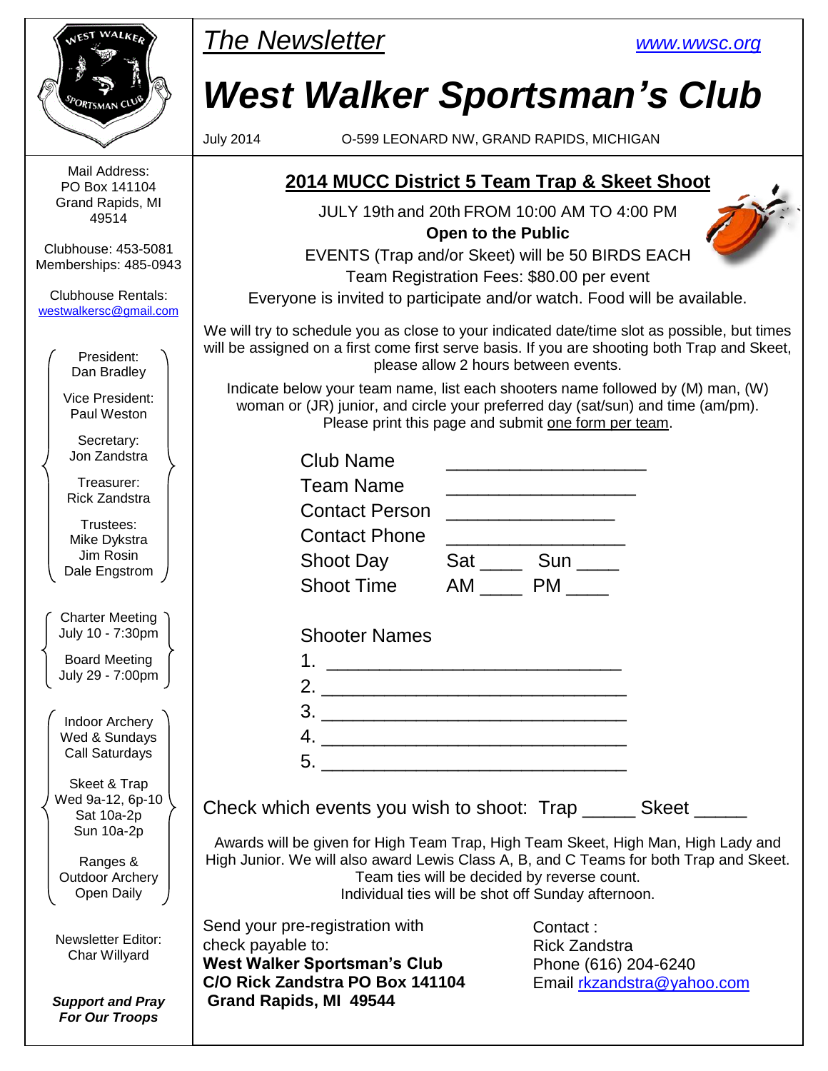# The Newsletter

www.wwsc.org

# West Walker Sportsman's Club

July 2014 — O-599 LEONARD NW, GRAND RAPIDS, MICHIGAN

Mail Address:
PO Box 141104
Grand Rapids, MI
49514

Clubhouse: 453-5081
Memberships: 485-0943

Clubhouse Rentals:
westwalkersc@gmail.com

President:
Dan Bradley

Vice President:
Paul Weston

Secretary:
Jon Zandstra

Treasurer:
Rick Zandstra

Trustees:
Mike Dykstra
Jim Rosin
Dale Engstrom

Charter Meeting
July 10 - 7:30pm

Board Meeting
July 29 - 7:00pm

Indoor Archery
Wed & Sundays
Call Saturdays

Skeet & Trap
Wed 9a-12, 6p-10
Sat 10a-2p
Sun 10a-2p

Ranges &
Outdoor Archery
Open Daily

Newsletter Editor:
Char Willyard

***Support and Pray For Our Troops***

## 2014 MUCC District 5 Team Trap & Skeet Shoot

JULY 19th and 20th FROM 10:00 AM TO 4:00 PM

**Open to the Public**

EVENTS (Trap and/or Skeet) will be 50 BIRDS EACH

Team Registration Fees: $80.00 per event

Everyone is invited to participate and/or watch. Food will be available.

We will try to schedule you as close to your indicated date/time slot as possible, but times will be assigned on a first come first serve basis. If you are shooting both Trap and Skeet, please allow 2 hours between events.

Indicate below your team name, list each shooters name followed by (M) man, (W) woman or (JR) junior, and circle your preferred day (sat/sun) and time (am/pm). Please print this page and submit one form per team.

Club Name ___________________

Team Name __________________

Contact Person ________________

Contact Phone _________________

Shoot Day Sat ____ Sun ____

Shoot Time AM ____ PM ____

Shooter Names

1. ____________________________
2. ____________________________
3. ____________________________
4. ____________________________
5. ____________________________

Check which events you wish to shoot: Trap _____ Skeet _____

Awards will be given for High Team Trap, High Team Skeet, High Man, High Lady and High Junior. We will also award Lewis Class A, B, and C Teams for both Trap and Skeet. Team ties will be decided by reverse count. Individual ties will be shot off Sunday afternoon.

Send your pre-registration with check payable to:
**West Walker Sportsman's Club**
**C/O Rick Zandstra PO Box 141104**
**Grand Rapids, MI 49544**

Contact :
Rick Zandstra
Phone (616) 204-6240
Email rkzandstra@yahoo.com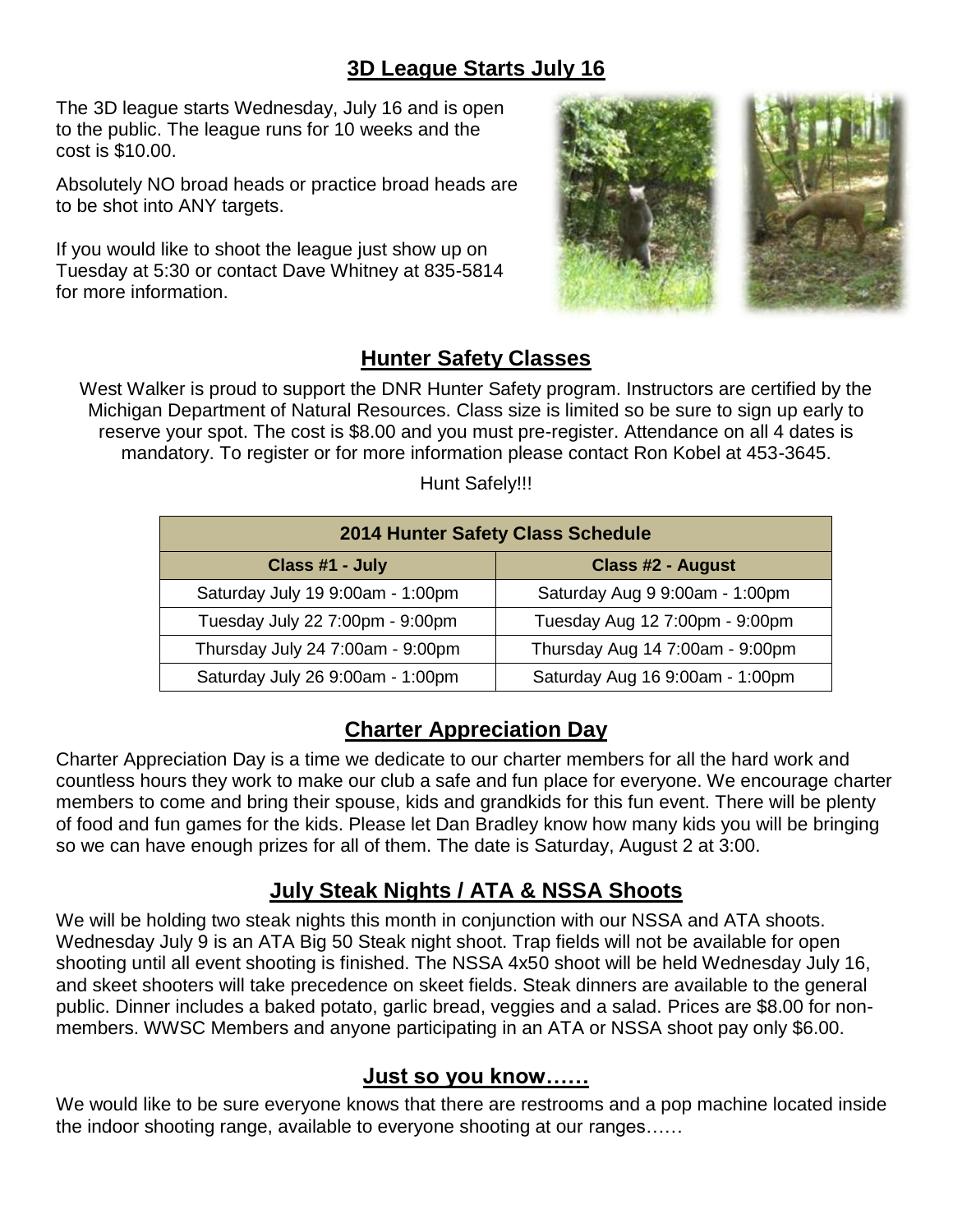## 3D League Starts July 16

The 3D league starts Wednesday, July 16 and is open to the public. The league runs for 10 weeks and the cost is $10.00.

Absolutely NO broad heads or practice broad heads are to be shot into ANY targets.

If you would like to shoot the league just show up on Tuesday at 5:30 or contact Dave Whitney at 835-5814 for more information.

## Hunter Safety Classes

West Walker is proud to support the DNR Hunter Safety program. Instructors are certified by the Michigan Department of Natural Resources. Class size is limited so be sure to sign up early to reserve your spot. The cost is $8.00 and you must pre-register. Attendance on all 4 dates is mandatory. To register or for more information please contact Ron Kobel at 453-3645.

Hunt Safely!!!

| 2014 Hunter Safety Class Schedule | |
|---|---|
| **Class #1 - July** | **Class #2 - August** |
| Saturday July 19 9:00am - 1:00pm | Saturday Aug 9 9:00am - 1:00pm |
| Tuesday July 22 7:00pm - 9:00pm | Tuesday Aug 12 7:00pm - 9:00pm |
| Thursday July 24 7:00am - 9:00pm | Thursday Aug 14 7:00am - 9:00pm |
| Saturday July 26 9:00am - 1:00pm | Saturday Aug 16 9:00am - 1:00pm |

## Charter Appreciation Day

Charter Appreciation Day is a time we dedicate to our charter members for all the hard work and countless hours they work to make our club a safe and fun place for everyone. We encourage charter members to come and bring their spouse, kids and grandkids for this fun event. There will be plenty of food and fun games for the kids. Please let Dan Bradley know how many kids you will be bringing so we can have enough prizes for all of them. The date is Saturday, August 2 at 3:00.

## July Steak Nights / ATA & NSSA Shoots

We will be holding two steak nights this month in conjunction with our NSSA and ATA shoots. Wednesday July 9 is an ATA Big 50 Steak night shoot. Trap fields will not be available for open shooting until all event shooting is finished. The NSSA 4x50 shoot will be held Wednesday July 16, and skeet shooters will take precedence on skeet fields. Steak dinners are available to the general public. Dinner includes a baked potato, garlic bread, veggies and a salad. Prices are $8.00 for non-members. WWSC Members and anyone participating in an ATA or NSSA shoot pay only $6.00.

## Just so you know……

We would like to be sure everyone knows that there are restrooms and a pop machine located inside the indoor shooting range, available to everyone shooting at our ranges……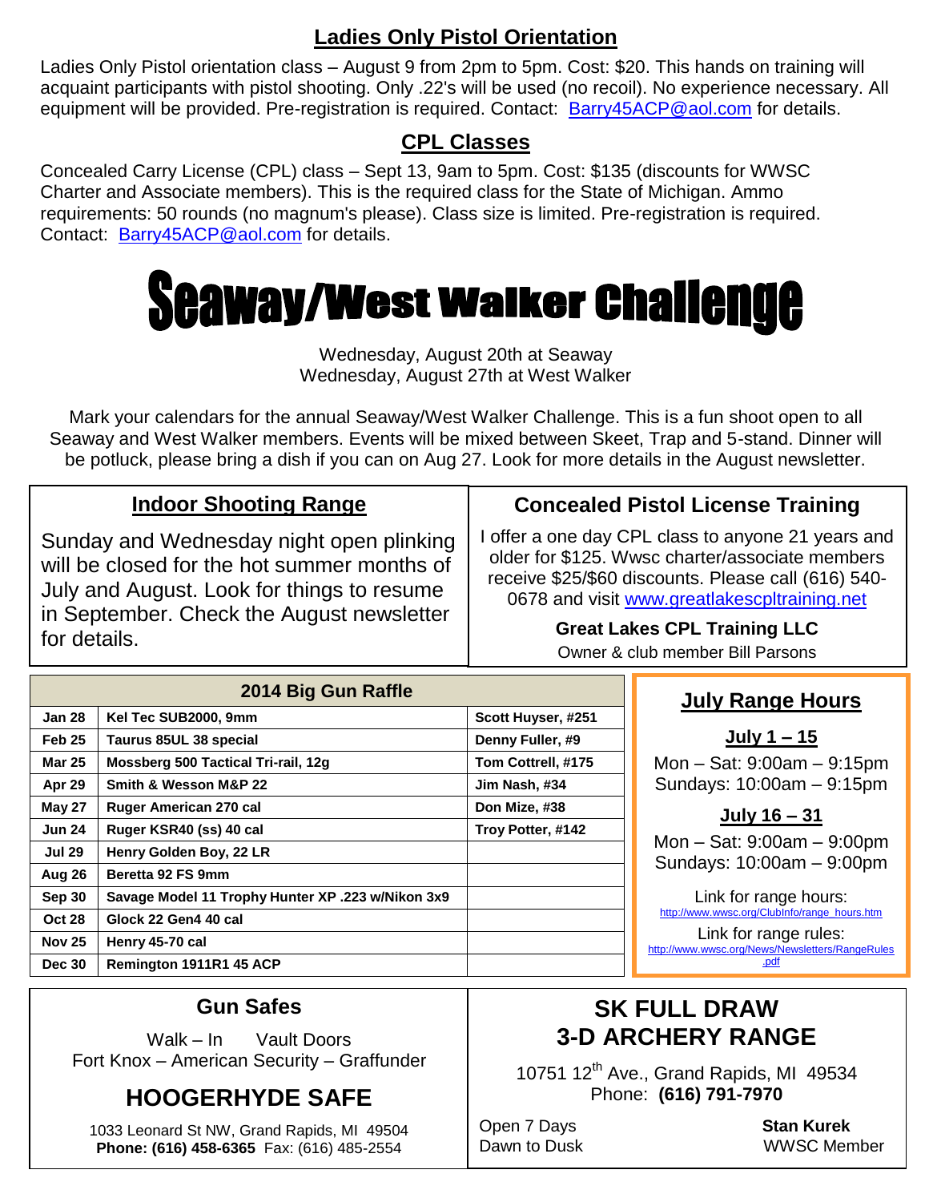## Ladies Only Pistol Orientation

Ladies Only Pistol orientation class – August 9 from 2pm to 5pm. Cost: $20. This hands on training will acquaint participants with pistol shooting. Only .22's will be used (no recoil). No experience necessary. All equipment will be provided. Pre-registration is required. Contact: Barry45ACP@aol.com for details.

## CPL Classes

Concealed Carry License (CPL) class – Sept 13, 9am to 5pm. Cost: $135 (discounts for WWSC Charter and Associate members). This is the required class for the State of Michigan. Ammo requirements: 50 rounds (no magnum's please). Class size is limited. Pre-registration is required. Contact: Barry45ACP@aol.com for details.

# Seaway/West Walker Challenge

Wednesday, August 20th at Seaway
Wednesday, August 27th at West Walker

Mark your calendars for the annual Seaway/West Walker Challenge. This is a fun shoot open to all Seaway and West Walker members. Events will be mixed between Skeet, Trap and 5-stand. Dinner will be potluck, please bring a dish if you can on Aug 27. Look for more details in the August newsletter.

## Indoor Shooting Range

Sunday and Wednesday night open plinking will be closed for the hot summer months of July and August. Look for things to resume in September. Check the August newsletter for details.

## Concealed Pistol License Training

I offer a one day CPL class to anyone 21 years and older for $125. Wwsc charter/associate members receive $25/$60 discounts. Please call (616) 540-0678 and visit www.greatlakescpltraining.net

**Great Lakes CPL Training LLC**
Owner & club member Bill Parsons

## 2014 Big Gun Raffle

| Date | Gun | Winner |
|---|---|---|
| Jan 28 | Kel Tec SUB2000, 9mm | Scott Huyser, #251 |
| Feb 25 | Taurus 85UL 38 special | Denny Fuller, #9 |
| Mar 25 | Mossberg 500 Tactical Tri-rail, 12g | Tom Cottrell, #175 |
| Apr 29 | Smith & Wesson M&P 22 | Jim Nash, #34 |
| May 27 | Ruger American 270 cal | Don Mize, #38 |
| Jun 24 | Ruger KSR40 (ss) 40 cal | Troy Potter, #142 |
| Jul 29 | Henry Golden Boy, 22 LR | |
| Aug 26 | Beretta 92 FS 9mm | |
| Sep 30 | Savage Model 11 Trophy Hunter XP .223 w/Nikon 3x9 | |
| Oct 28 | Glock 22 Gen4 40 cal | |
| Nov 25 | Henry 45-70 cal | |
| Dec 30 | Remington 1911R1 45 ACP | |

## July Range Hours

**July 1 – 15**

Mon – Sat: 9:00am – 9:15pm
Sundays: 10:00am – 9:15pm

**July 16 – 31**

Mon – Sat: 9:00am – 9:00pm
Sundays: 10:00am – 9:00pm

Link for range hours:
http://www.wwsc.org/ClubInfo/range_hours.htm

Link for range rules:
http://www.wwsc.org/News/Newsletters/RangeRules.pdf

## Gun Safes

Walk – In Vault Doors
Fort Knox – American Security – Graffunder

## HOOGERHYDE SAFE

1033 Leonard St NW, Grand Rapids, MI 49504
**Phone: (616) 458-6365** Fax: (616) 485-2554

## SK FULL DRAW 3-D ARCHERY RANGE

10751 12th Ave., Grand Rapids, MI 49534
Phone: **(616) 791-7970**

Open 7 Days
Dawn to Dusk

**Stan Kurek**
WWSC Member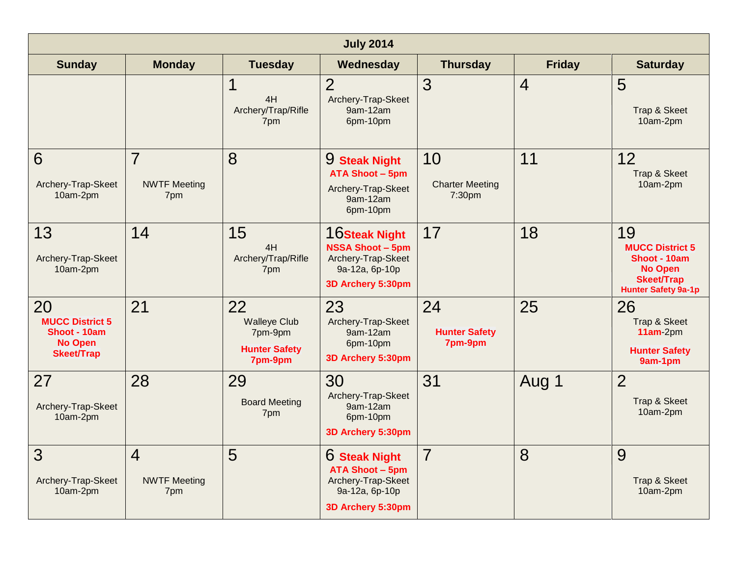| July 2014 | | | | | | |
|---|---|---|---|---|---|---|
| **Sunday** | **Monday** | **Tuesday** | **Wednesday** | **Thursday** | **Friday** | **Saturday** |
| | | 1<br>4H Archery/Trap/Rifle 7pm | 2<br>Archery-Trap-Skeet 9am-12am 6pm-10pm | 3 | 4 | 5<br>Trap & Skeet 10am-2pm |
| 6<br>Archery-Trap-Skeet 10am-2pm | 7<br>NWTF Meeting 7pm | 8 | 9 **Steak Night**<br>**ATA Shoot – 5pm**<br>Archery-Trap-Skeet 9am-12am 6pm-10pm | 10<br>Charter Meeting 7:30pm | 11 | 12<br>Trap & Skeet 10am-2pm |
| 13<br>Archery-Trap-Skeet 10am-2pm | 14 | 15<br>4H Archery/Trap/Rifle 7pm | 16 **Steak Night**<br>**NSSA Shoot – 5pm**<br>Archery-Trap-Skeet 9a-12a, 6p-10p<br>**3D Archery 5:30pm** | 17 | 18 | 19<br>**MUCC District 5 Shoot - 10am**<br>**No Open Skeet/Trap**<br>**Hunter Safety 9a-1p** |
| 20<br>**MUCC District 5 Shoot - 10am**<br>**No Open Skeet/Trap** | 21 | 22<br>Walleye Club 7pm-9pm<br>**Hunter Safety 7pm-9pm** | 23<br>Archery-Trap-Skeet 9am-12am 6pm-10pm<br>**3D Archery 5:30pm** | 24<br>**Hunter Safety 7pm-9pm** | 25 | 26<br>Trap & Skeet **11am**-2pm<br>**Hunter Safety 9am-1pm** |
| 27<br>Archery-Trap-Skeet 10am-2pm | 28 | 29<br>Board Meeting 7pm | 30<br>Archery-Trap-Skeet 9am-12am 6pm-10pm<br>**3D Archery 5:30pm** | 31 | Aug 1 | 2<br>Trap & Skeet 10am-2pm |
| 3<br>Archery-Trap-Skeet 10am-2pm | 4<br>NWTF Meeting 7pm | 5 | 6 **Steak Night**<br>**ATA Shoot – 5pm**<br>Archery-Trap-Skeet 9a-12a, 6p-10p<br>**3D Archery 5:30pm** | 7 | 8 | 9<br>Trap & Skeet 10am-2pm |